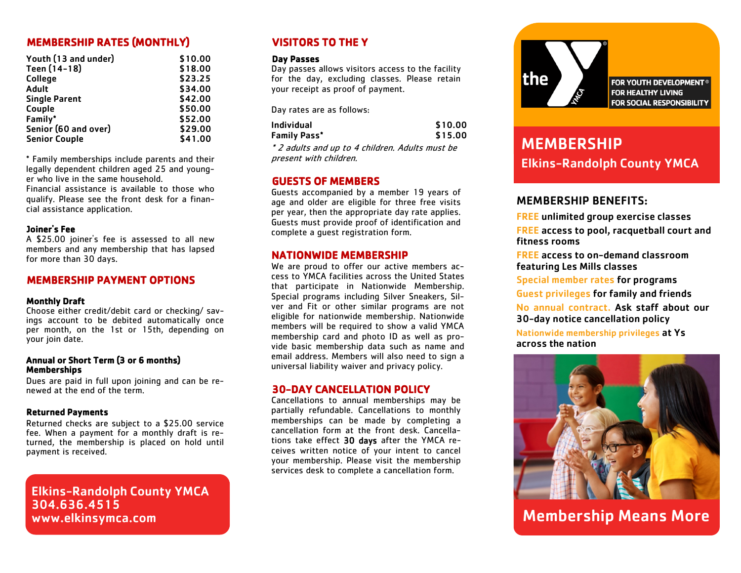## MEMBERSHIP RATES (MONTHLY)

| Membership | Rate |
| --- | --- |
| Youth (13 and under) | $10.00 |
| Teen (14-18) | $18.00 |
| College | $23.25 |
| Adult | $34.00 |
| Single Parent | $42.00 |
| Couple | $50.00 |
| Family* | $52.00 |
| Senior (60 and over) | $29.00 |
| Senior Couple | $41.00 |

* Family memberships include parents and their legally dependent children aged 25 and younger who live in the same household.

Financial assistance is available to those who qualify. Please see the front desk for a financial assistance application.

**Joiner's Fee**

A $25.00 joiner's fee is assessed to all new members and any membership that has lapsed for more than 30 days.

## MEMBERSHIP PAYMENT OPTIONS

**Monthly Draft**

Choose either credit/debit card or checking/ savings account to be debited automatically once per month, on the 1st or 15th, depending on your join date.

**Annual or Short Term (3 or 6 months) Memberships**

Dues are paid in full upon joining and can be renewed at the end of the term.

**Returned Payments**

Returned checks are subject to a $25.00 service fee. When a payment for a monthly draft is returned, the membership is placed on hold until payment is received.

**Elkins-Randolph County YMCA**
**304.636.4515**
**www.elkinsymca.com**

## VISITORS TO THE Y

**Day Passes**

Day passes allows visitors access to the facility for the day, excluding classes. Please retain your receipt as proof of payment.

Day rates are as follows:

| Pass | Rate |
| --- | --- |
| Individual | $10.00 |
| Family Pass* | $15.00 |

*\* 2 adults and up to 4 children. Adults must be present with children.*

## GUESTS OF MEMBERS

Guests accompanied by a member 19 years of age and older are eligible for three free visits per year, then the appropriate day rate applies. Guests must provide proof of identification and complete a guest registration form.

## NATIONWIDE MEMBERSHIP

We are proud to offer our active members access to YMCA facilities across the United States that participate in Nationwide Membership. Special programs including Silver Sneakers, Silver and Fit or other similar programs are not eligible for nationwide membership. Nationwide members will be required to show a valid YMCA membership card and photo ID as well as provide basic membership data such as name and email address. Members will also need to sign a universal liability waiver and privacy policy.

## 30-DAY CANCELLATION POLICY

Cancellations to annual memberships may be partially refundable. Cancellations to monthly memberships can be made by completing a cancellation form at the front desk. Cancellations take effect **30 days** after the YMCA receives written notice of your intent to cancel your membership. Please visit the membership services desk to complete a cancellation form.

the Y®

FOR YOUTH DEVELOPMENT®
FOR HEALTHY LIVING
FOR SOCIAL RESPONSIBILITY

# MEMBERSHIP

## Elkins-Randolph County YMCA

### MEMBERSHIP BENEFITS:

- FREE unlimited group exercise classes
- FREE access to pool, racquetball court and fitness rooms
- FREE access to on-demand classroom featuring Les Mills classes
- Special member rates for programs
- Guest privileges for family and friends
- No annual contract. Ask staff about our 30-day notice cancellation policy
- Nationwide membership privileges at Ys across the nation

**Membership Means More**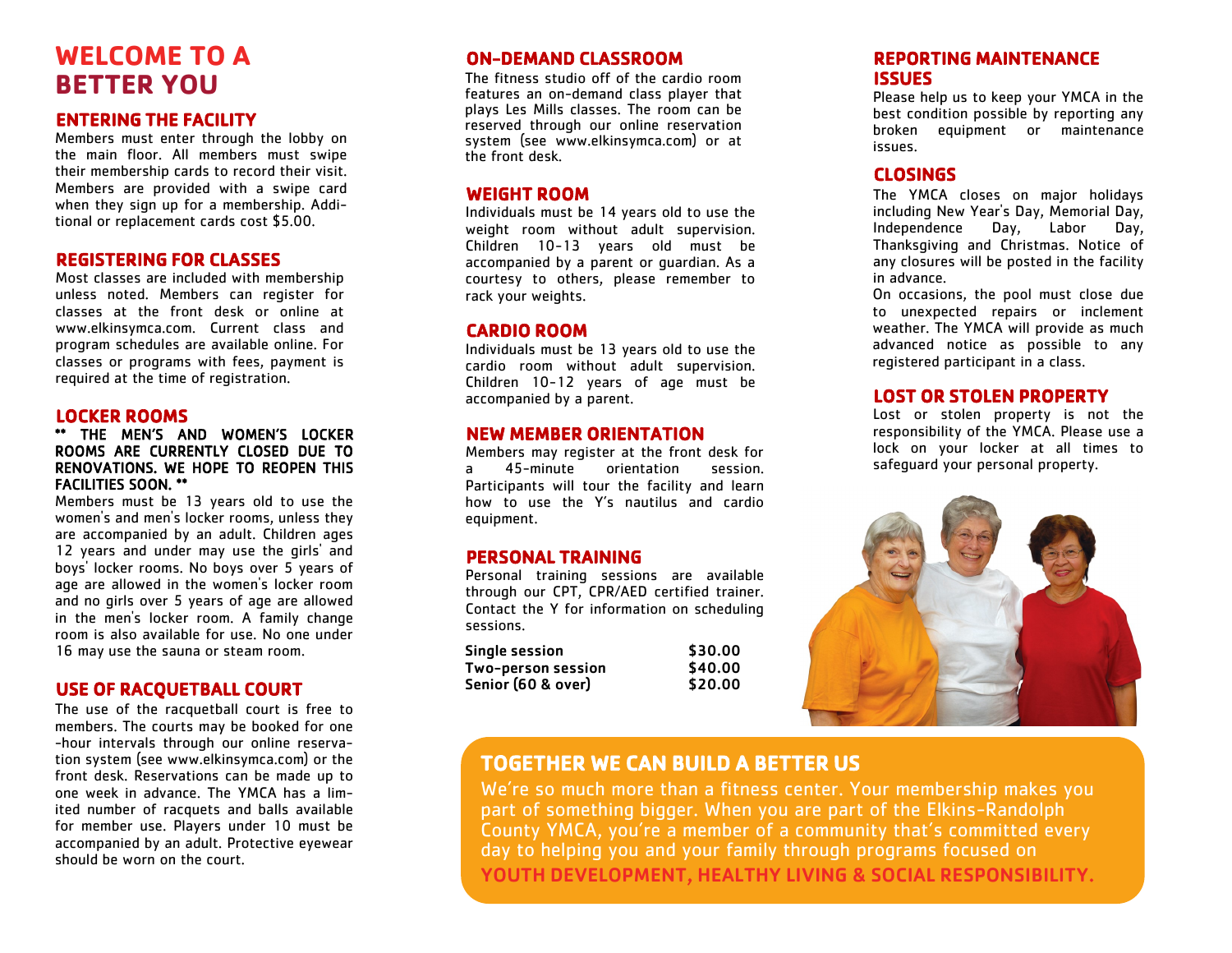# WELCOME TO A BETTER YOU

## ENTERING THE FACILITY

Members must enter through the lobby on the main floor. All members must swipe their membership cards to record their visit. Members are provided with a swipe card when they sign up for a membership. Additional or replacement cards cost $5.00.

## REGISTERING FOR CLASSES

Most classes are included with membership unless noted. Members can register for classes at the front desk or online at www.elkinsymca.com. Current class and program schedules are available online. For classes or programs with fees, payment is required at the time of registration.

## LOCKER ROOMS

**** THE MEN'S AND WOMEN'S LOCKER ROOMS ARE CURRENTLY CLOSED DUE TO RENOVATIONS. WE HOPE TO REOPEN THIS FACILITIES SOON. ****

Members must be 13 years old to use the women's and men's locker rooms, unless they are accompanied by an adult. Children ages 12 years and under may use the girls' and boys' locker rooms. No boys over 5 years of age are allowed in the women's locker room and no girls over 5 years of age are allowed in the men's locker room. A family change room is also available for use. No one under 16 may use the sauna or steam room.

## USE OF RACQUETBALL COURT

The use of the racquetball court is free to members. The courts may be booked for one-hour intervals through our online reservation system (see www.elkinsymca.com) or the front desk. Reservations can be made up to one week in advance. The YMCA has a limited number of racquets and balls available for member use. Players under 10 must be accompanied by an adult. Protective eyewear should be worn on the court.

## ON-DEMAND CLASSROOM

The fitness studio off of the cardio room features an on-demand class player that plays Les Mills classes. The room can be reserved through our online reservation system (see www.elkinsymca.com) or at the front desk.

## WEIGHT ROOM

Individuals must be 14 years old to use the weight room without adult supervision. Children 10-13 years old must be accompanied by a parent or guardian. As a courtesy to others, please remember to rack your weights.

## CARDIO ROOM

Individuals must be 13 years old to use the cardio room without adult supervision. Children 10-12 years of age must be accompanied by a parent.

## NEW MEMBER ORIENTATION

Members may register at the front desk for a 45-minute orientation session. Participants will tour the facility and learn how to use the Y's nautilus and cardio equipment.

## PERSONAL TRAINING

Personal training sessions are available through our CPT, CPR/AED certified trainer. Contact the Y for information on scheduling sessions.

| | |
|---|---|
| **Single session** | **$30.00** |
| **Two-person session** | **$40.00** |
| **Senior (60 & over)** | **$20.00** |

## REPORTING MAINTENANCE ISSUES

Please help us to keep your YMCA in the best condition possible by reporting any broken equipment or maintenance issues.

## CLOSINGS

The YMCA closes on major holidays including New Year's Day, Memorial Day, Independence Day, Labor Day, Thanksgiving and Christmas. Notice of any closures will be posted in the facility in advance.

On occasions, the pool must close due to unexpected repairs or inclement weather. The YMCA will provide as much advanced notice as possible to any registered participant in a class.

## LOST OR STOLEN PROPERTY

Lost or stolen property is not the responsibility of the YMCA. Please use a lock on your locker at all times to safeguard your personal property.

## TOGETHER WE CAN BUILD A BETTER US

We're so much more than a fitness center. Your membership makes you part of something bigger. When you are part of the Elkins-Randolph County YMCA, you're a member of a community that's committed every day to helping you and your family through programs focused on

**YOUTH DEVELOPMENT, HEALTHY LIVING & SOCIAL RESPONSIBILITY.**